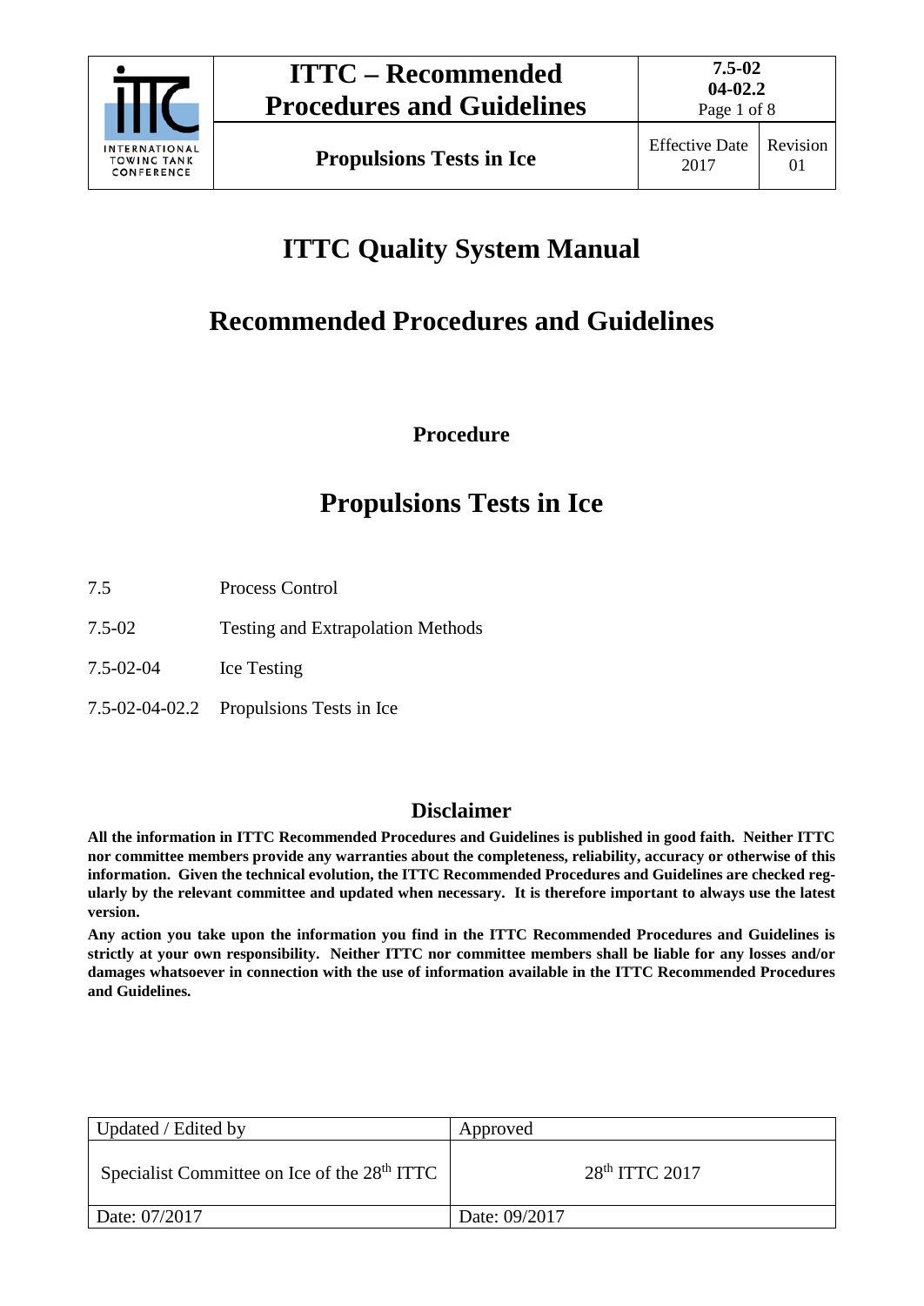# ITTC Quality System Manual

## Recommended Procedures and Guidelines

**Procedure**

# Propulsions Tests in Ice

| | |
|---|---|
| 7.5 | Process Control |
| 7.5-02 | Testing and Extrapolation Methods |
| 7.5-02-04 | Ice Testing |
| 7.5-02-04-02.2 | Propulsions Tests in Ice |

## Disclaimer

**All the information in ITTC Recommended Procedures and Guidelines is published in good faith. Neither ITTC nor committee members provide any warranties about the completeness, reliability, accuracy or otherwise of this information. Given the technical evolution, the ITTC Recommended Procedures and Guidelines are checked regularly by the relevant committee and updated when necessary. It is therefore important to always use the latest version.**

**Any action you take upon the information you find in the ITTC Recommended Procedures and Guidelines is strictly at your own responsibility. Neither ITTC nor committee members shall be liable for any losses and/or damages whatsoever in connection with the use of information available in the ITTC Recommended Procedures and Guidelines.**

| Updated / Edited by | Approved |
|---|---|
| Specialist Committee on Ice of the 28th ITTC | 28th ITTC 2017 |
| Date: 07/2017 | Date: 09/2017 |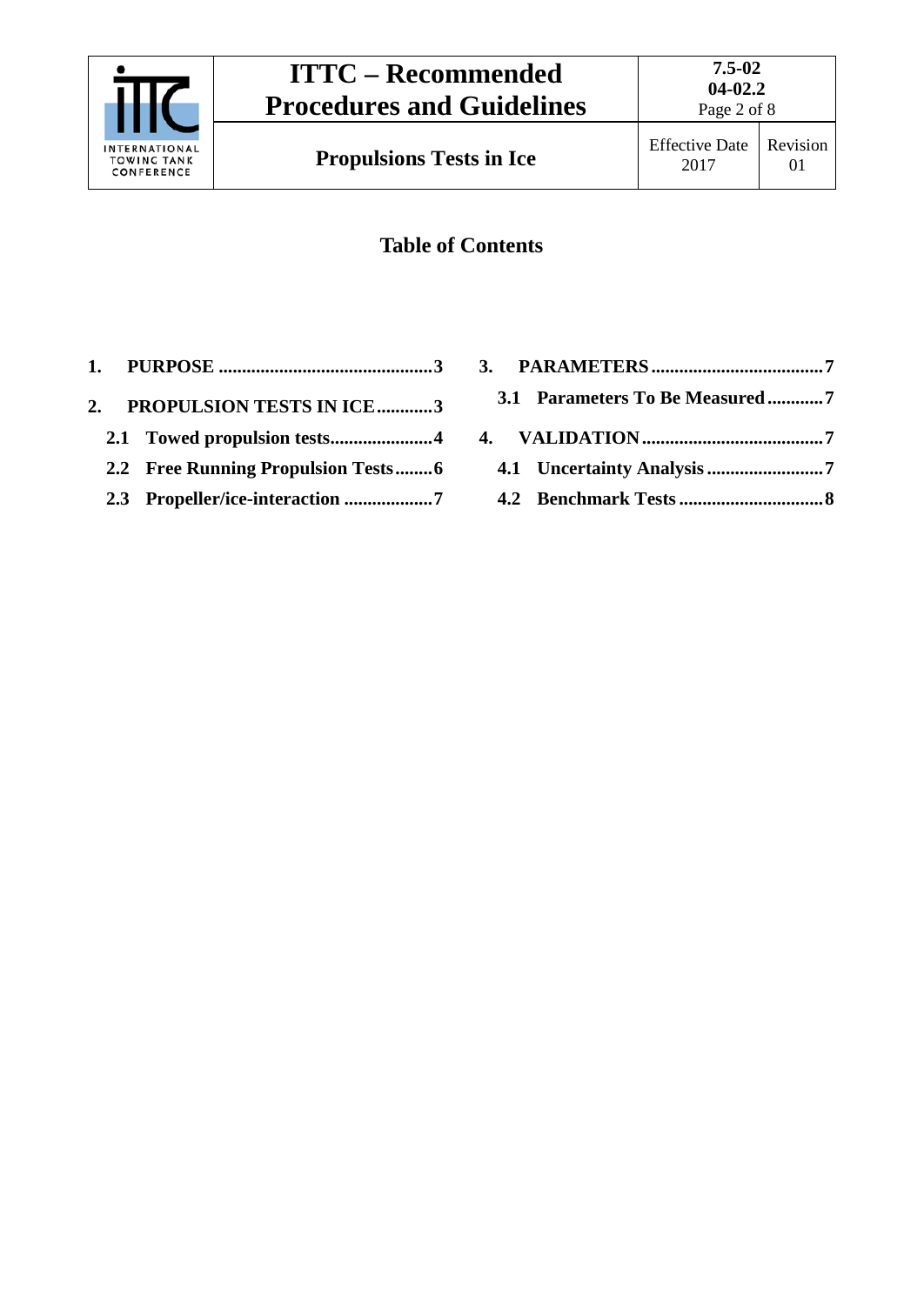## Table of Contents

1. **PURPOSE** .............................................3
2. **PROPULSION TESTS IN ICE** ............3
   - **2.1 Towed propulsion tests**......................4
   - **2.2 Free Running Propulsion Tests**........6
   - **2.3 Propeller/ice-interaction** ..................7
3. **PARAMETERS** ....................................7
   - **3.1 Parameters To Be Measured**............7
4. **VALIDATION** .......................................7
   - **4.1 Uncertainty Analysis** .........................7
   - **4.2 Benchmark Tests** ...............................8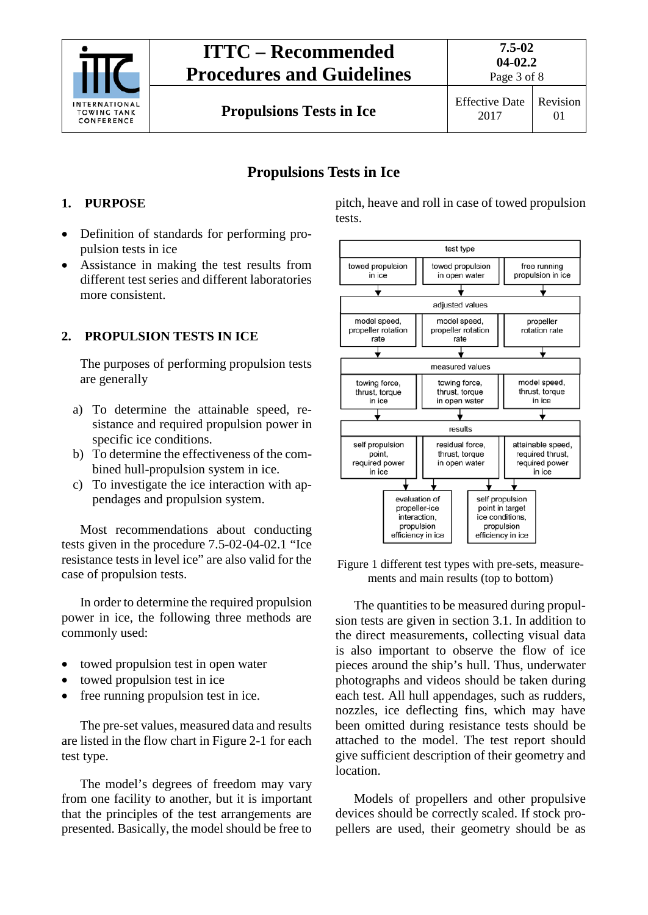# Propulsions Tests in Ice

## 1. PURPOSE

- Definition of standards for performing propulsion tests in ice
- Assistance in making the test results from different test series and different laboratories more consistent.

## 2. PROPULSION TESTS IN ICE

The purposes of performing propulsion tests are generally

a) To determine the attainable speed, resistance and required propulsion power in specific ice conditions.
b) To determine the effectiveness of the combined hull-propulsion system in ice.
c) To investigate the ice interaction with appendages and propulsion system.

Most recommendations about conducting tests given in the procedure 7.5-02-04-02.1 "Ice resistance tests in level ice" are also valid for the case of propulsion tests.

In order to determine the required propulsion power in ice, the following three methods are commonly used:

- towed propulsion test in open water
- towed propulsion test in ice
- free running propulsion test in ice.

The pre-set values, measured data and results are listed in the flow chart in Figure 2-1 for each test type.

The model's degrees of freedom may vary from one facility to another, but it is important that the principles of the test arrangements are presented. Basically, the model should be free to pitch, heave and roll in case of towed propulsion tests.

| test type | | |
|---|---|---|
| towed propulsion in ice | towed propulsion in open water | free running propulsion in ice |
| **adjusted values** | | |
| model speed, propeller rotation rate | model speed, propeller rotation rate | propeller rotation rate |
| **measured values** | | |
| towing force, thrust, torque in ice | towing force, thrust, torque in open water | model speed, thrust, torque in ice |
| **results** | | |
| self propulsion point, required power in ice | residual force, thrust, torque in open water | attainable speed, required thrust, required power in ice |
| evaluation of propeller-ice interaction, propulsion efficiency in ice | | self propulsion point in target ice conditions, propulsion efficiency in ice |

Figure 1 different test types with pre-sets, measurements and main results (top to bottom)

The quantities to be measured during propulsion tests are given in section 3.1. In addition to the direct measurements, collecting visual data is also important to observe the flow of ice pieces around the ship's hull. Thus, underwater photographs and videos should be taken during each test. All hull appendages, such as rudders, nozzles, ice deflecting fins, which may have been omitted during resistance tests should be attached to the model. The test report should give sufficient description of their geometry and location.

Models of propellers and other propulsive devices should be correctly scaled. If stock propellers are used, their geometry should be as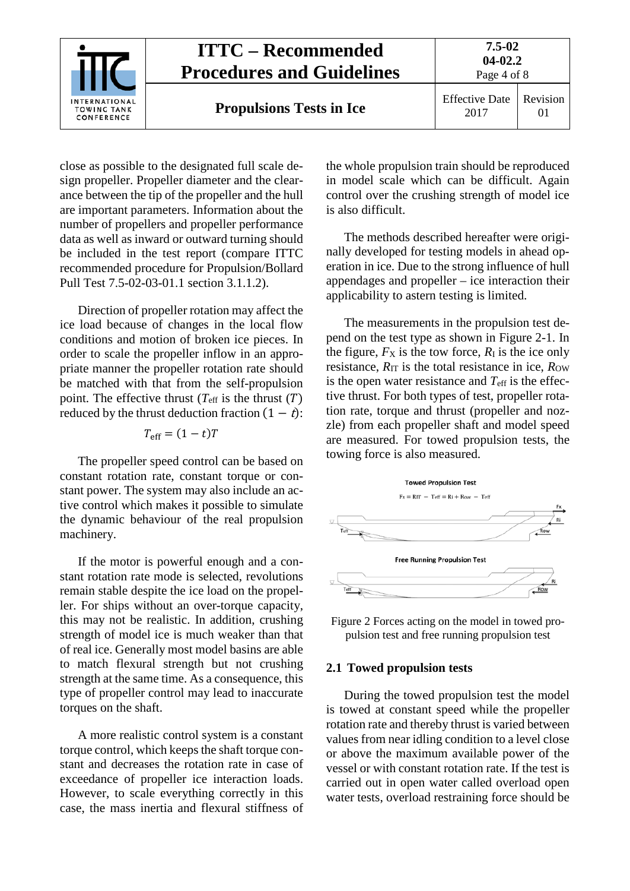close as possible to the designated full scale design propeller. Propeller diameter and the clearance between the tip of the propeller and the hull are important parameters. Information about the number of propellers and propeller performance data as well as inward or outward turning should be included in the test report (compare ITTC recommended procedure for Propulsion/Bollard Pull Test 7.5-02-03-01.1 section 3.1.1.2).

Direction of propeller rotation may affect the ice load because of changes in the local flow conditions and motion of broken ice pieces. In order to scale the propeller inflow in an appropriate manner the propeller rotation rate should be matched with that from the self-propulsion point. The effective thrust ($T_{\text{eff}}$ is the thrust ($T$) reduced by the thrust deduction fraction $(1 - t)$:

$$T_{\text{eff}} = (1 - t)T$$

The propeller speed control can be based on constant rotation rate, constant torque or constant power. The system may also include an active control which makes it possible to simulate the dynamic behaviour of the real propulsion machinery.

If the motor is powerful enough and a constant rotation rate mode is selected, revolutions remain stable despite the ice load on the propeller. For ships without an over-torque capacity, this may not be realistic. In addition, crushing strength of model ice is much weaker than that of real ice. Generally most model basins are able to match flexural strength but not crushing strength at the same time. As a consequence, this type of propeller control may lead to inaccurate torques on the shaft.

A more realistic control system is a constant torque control, which keeps the shaft torque constant and decreases the rotation rate in case of exceedance of propeller ice interaction loads. However, to scale everything correctly in this case, the mass inertia and flexural stiffness of the whole propulsion train should be reproduced in model scale which can be difficult. Again control over the crushing strength of model ice is also difficult.

The methods described hereafter were originally developed for testing models in ahead operation in ice. Due to the strong influence of hull appendages and propeller – ice interaction their applicability to astern testing is limited.

The measurements in the propulsion test depend on the test type as shown in Figure 2-1. In the figure, $F_X$ is the tow force, $R_I$ is the ice only resistance, $R_{IT}$ is the total resistance in ice, $R_{OW}$ is the open water resistance and $T_{\text{eff}}$ is the effective thrust. For both types of test, propeller rotation rate, torque and thrust (propeller and nozzle) from each propeller shaft and model speed are measured. For towed propulsion tests, the towing force is also measured.

Towed Propulsion Test

$F_X = R_{IT} - T_{\text{eff}} = R_I + R_{OW} - T_{\text{eff}}$

Free Running Propulsion Test

Figure 2 Forces acting on the model in towed propulsion test and free running propulsion test

## 2.1 Towed propulsion tests

During the towed propulsion test the model is towed at constant speed while the propeller rotation rate and thereby thrust is varied between values from near idling condition to a level close or above the maximum available power of the vessel or with constant rotation rate. If the test is carried out in open water called overload open water tests, overload restraining force should be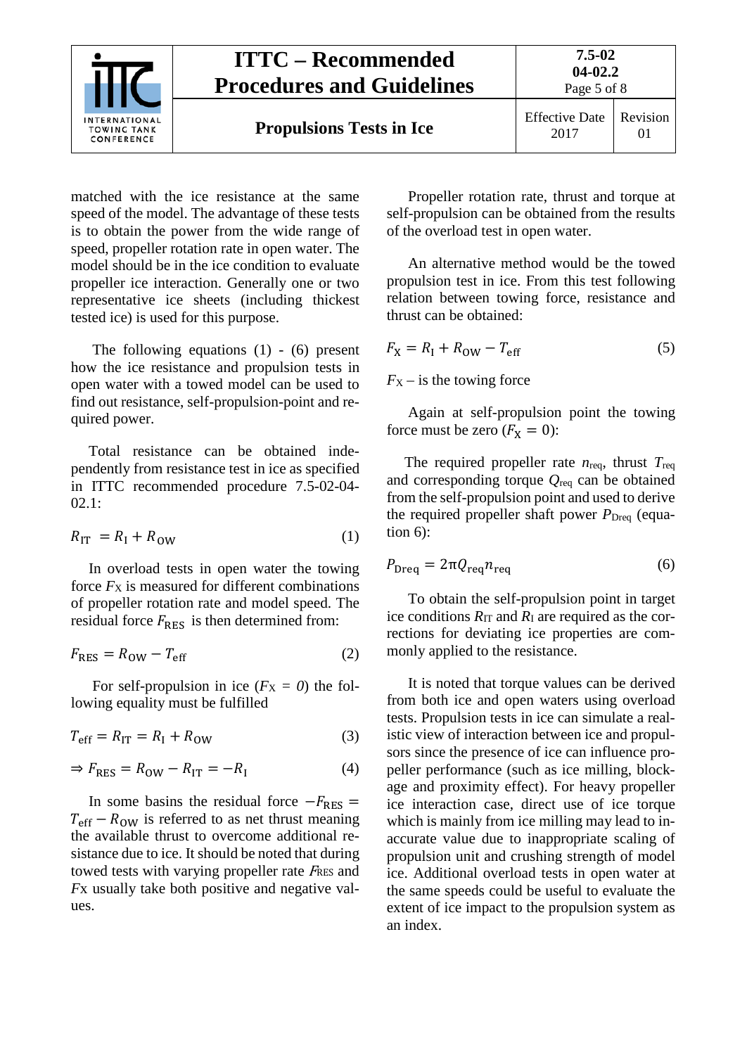matched with the ice resistance at the same speed of the model. The advantage of these tests is to obtain the power from the wide range of speed, propeller rotation rate in open water. The model should be in the ice condition to evaluate propeller ice interaction. Generally one or two representative ice sheets (including thickest tested ice) is used for this purpose.

The following equations (1) - (6) present how the ice resistance and propulsion tests in open water with a towed model can be used to find out resistance, self-propulsion-point and required power.

Total resistance can be obtained independently from resistance test in ice as specified in ITTC recommended procedure 7.5-02-04-02.1:

$$R_{\mathrm{IT}} = R_{\mathrm{I}} + R_{\mathrm{OW}} \tag{1}$$

In overload tests in open water the towing force $F_X$ is measured for different combinations of propeller rotation rate and model speed. The residual force $F_{\mathrm{RES}}$ is then determined from:

$$F_{\mathrm{RES}} = R_{\mathrm{OW}} - T_{\mathrm{eff}} \tag{2}$$

For self-propulsion in ice ($F_X = 0$) the following equality must be fulfilled

$$T_{\mathrm{eff}} = R_{\mathrm{IT}} = R_{\mathrm{I}} + R_{\mathrm{OW}} \tag{3}$$

$$\Rightarrow F_{\mathrm{RES}} = R_{\mathrm{OW}} - R_{\mathrm{IT}} = -R_{\mathrm{I}} \tag{4}$$

In some basins the residual force $-F_{\mathrm{RES}} = T_{\mathrm{eff}} - R_{\mathrm{OW}}$ is referred to as net thrust meaning the available thrust to overcome additional resistance due to ice. It should be noted that during towed tests with varying propeller rate $F_{\mathrm{RES}}$ and $F_X$ usually take both positive and negative values.

Propeller rotation rate, thrust and torque at self-propulsion can be obtained from the results of the overload test in open water.

An alternative method would be the towed propulsion test in ice. From this test following relation between towing force, resistance and thrust can be obtained:

$$F_{\mathrm{X}} = R_{\mathrm{I}} + R_{\mathrm{OW}} - T_{\mathrm{eff}} \tag{5}$$

$F_X$ – is the towing force

Again at self-propulsion point the towing force must be zero ($F_{\mathrm{X}} = 0$):

The required propeller rate $n_{\mathrm{req}}$, thrust $T_{\mathrm{req}}$ and corresponding torque $Q_{\mathrm{req}}$ can be obtained from the self-propulsion point and used to derive the required propeller shaft power $P_{\mathrm{Dreq}}$ (equation 6):

$$P_{\mathrm{Dreq}} = 2\pi Q_{\mathrm{req}} n_{\mathrm{req}} \tag{6}$$

To obtain the self-propulsion point in target ice conditions $R_{\mathrm{IT}}$ and $R_{\mathrm{I}}$ are required as the corrections for deviating ice properties are commonly applied to the resistance.

It is noted that torque values can be derived from both ice and open waters using overload tests. Propulsion tests in ice can simulate a realistic view of interaction between ice and propulsors since the presence of ice can influence propeller performance (such as ice milling, blockage and proximity effect). For heavy propeller ice interaction case, direct use of ice torque which is mainly from ice milling may lead to inaccurate value due to inappropriate scaling of propulsion unit and crushing strength of model ice. Additional overload tests in open water at the same speeds could be useful to evaluate the extent of ice impact to the propulsion system as an index.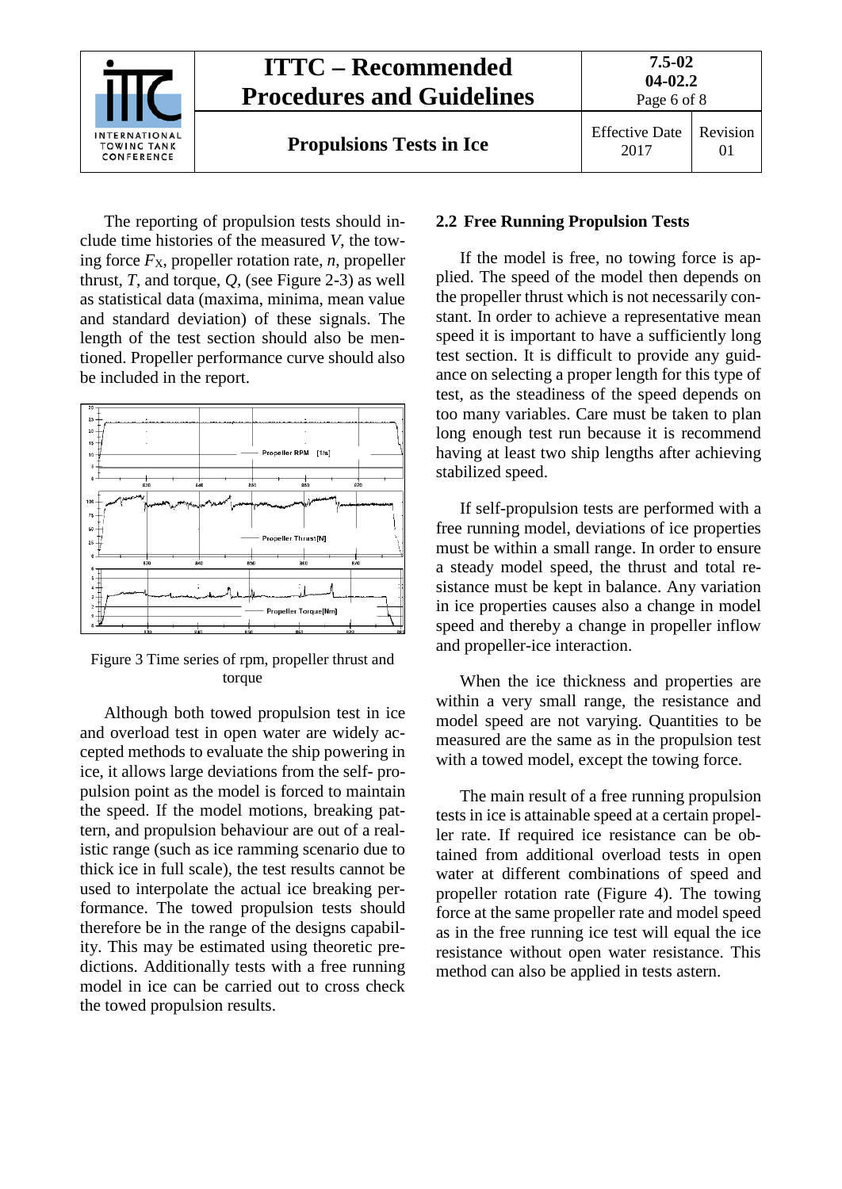The reporting of propulsion tests should include time histories of the measured $V$, the towing force $F_X$, propeller rotation rate, $n$, propeller thrust, $T$, and torque, $Q$, (see Figure 2-3) as well as statistical data (maxima, minima, mean value and standard deviation) of these signals. The length of the test section should also be mentioned. Propeller performance curve should also be included in the report.

Figure 3 Time series of rpm, propeller thrust and torque

Although both towed propulsion test in ice and overload test in open water are widely accepted methods to evaluate the ship powering in ice, it allows large deviations from the self- propulsion point as the model is forced to maintain the speed. If the model motions, breaking pattern, and propulsion behaviour are out of a realistic range (such as ice ramming scenario due to thick ice in full scale), the test results cannot be used to interpolate the actual ice breaking performance. The towed propulsion tests should therefore be in the range of the designs capability. This may be estimated using theoretic predictions. Additionally tests with a free running model in ice can be carried out to cross check the towed propulsion results.

## 2.2 Free Running Propulsion Tests

If the model is free, no towing force is applied. The speed of the model then depends on the propeller thrust which is not necessarily constant. In order to achieve a representative mean speed it is important to have a sufficiently long test section. It is difficult to provide any guidance on selecting a proper length for this type of test, as the steadiness of the speed depends on too many variables. Care must be taken to plan long enough test run because it is recommend having at least two ship lengths after achieving stabilized speed.

If self-propulsion tests are performed with a free running model, deviations of ice properties must be within a small range. In order to ensure a steady model speed, the thrust and total resistance must be kept in balance. Any variation in ice properties causes also a change in model speed and thereby a change in propeller inflow and propeller-ice interaction.

When the ice thickness and properties are within a very small range, the resistance and model speed are not varying. Quantities to be measured are the same as in the propulsion test with a towed model, except the towing force.

The main result of a free running propulsion tests in ice is attainable speed at a certain propeller rate. If required ice resistance can be obtained from additional overload tests in open water at different combinations of speed and propeller rotation rate (Figure 4). The towing force at the same propeller rate and model speed as in the free running ice test will equal the ice resistance without open water resistance. This method can also be applied in tests astern.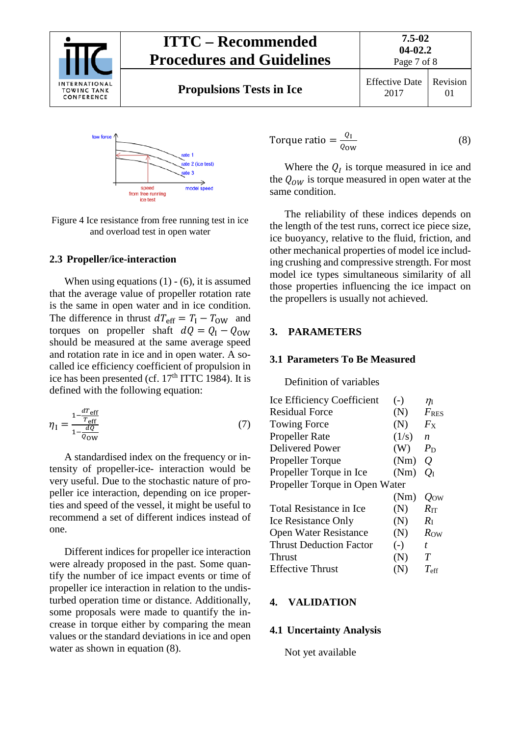Figure 4 Ice resistance from free running test in ice and overload test in open water

### 2.3 Propeller/ice-interaction

When using equations (1) - (6), it is assumed that the average value of propeller rotation rate is the same in open water and in ice condition. The difference in thrust $dT_{\text{eff}} = T_{\text{I}} - T_{\text{OW}}$ and torques on propeller shaft $dQ = Q_{\text{I}} - Q_{\text{OW}}$ should be measured at the same average speed and rotation rate in ice and in open water. A so-called ice efficiency coefficient of propulsion in ice has been presented (cf. 17th ITTC 1984). It is defined with the following equation:

$$\eta_{\text{I}} = \frac{1 - \frac{dT_{\text{eff}}}{T_{\text{eff}}}}{1 - \frac{dQ}{Q_{\text{OW}}}} \tag{7}$$

A standardised index on the frequency or intensity of propeller-ice- interaction would be very useful. Due to the stochastic nature of propeller ice interaction, depending on ice properties and speed of the vessel, it might be useful to recommend a set of different indices instead of one.

Different indices for propeller ice interaction were already proposed in the past. Some quantify the number of ice impact events or time of propeller ice interaction in relation to the undisturbed operation time or distance. Additionally, some proposals were made to quantify the increase in torque either by comparing the mean values or the standard deviations in ice and open water as shown in equation (8).

$$\text{Torque ratio} = \frac{Q_{\text{I}}}{Q_{\text{OW}}} \tag{8}$$

Where the $Q_I$ is torque measured in ice and the $Q_{OW}$ is torque measured in open water at the same condition.

The reliability of these indices depends on the length of the test runs, correct ice piece size, ice buoyancy, relative to the fluid, friction, and other mechanical properties of model ice including crushing and compressive strength. For most model ice types simultaneous similarity of all those properties influencing the ice impact on the propellers is usually not achieved.

## 3. PARAMETERS

### 3.1 Parameters To Be Measured

Definition of variables

| | | |
|---|---|---|
| Ice Efficiency Coefficient | (-) | $\eta_{\text{I}}$ |
| Residual Force | (N) | $F_{\text{RES}}$ |
| Towing Force | (N) | $F_{\text{X}}$ |
| Propeller Rate | (1/s) | $n$ |
| Delivered Power | (W) | $P_{\text{D}}$ |
| Propeller Torque | (Nm) | $Q$ |
| Propeller Torque in Ice | (Nm) | $Q_{\text{I}}$ |
| Propeller Torque in Open Water | (Nm) | $Q_{\text{OW}}$ |
| Total Resistance in Ice | (N) | $R_{\text{IT}}$ |
| Ice Resistance Only | (N) | $R_{\text{I}}$ |
| Open Water Resistance | (N) | $R_{\text{OW}}$ |
| Thrust Deduction Factor | (-) | $t$ |
| Thrust | (N) | $T$ |
| Effective Thrust | (N) | $T_{\text{eff}}$ |

## 4. VALIDATION

### 4.1 Uncertainty Analysis

Not yet available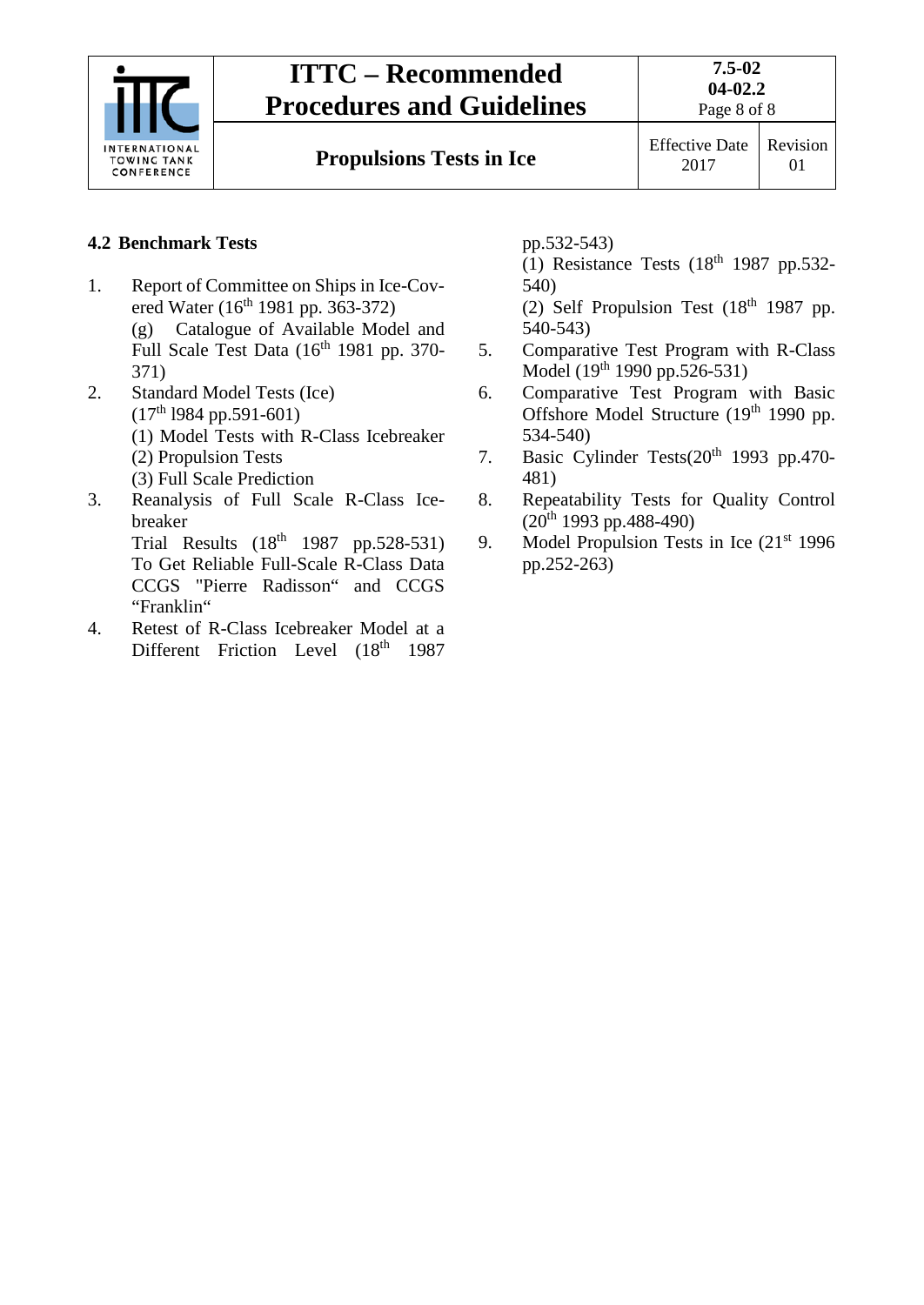### 4.2 Benchmark Tests

1. Report of Committee on Ships in Ice-Covered Water (16th 1981 pp. 363-372)
   (g) Catalogue of Available Model and Full Scale Test Data (16th 1981 pp. 370-371)
2. Standard Model Tests (Ice)
   (17th l984 pp.591-601)
   (1) Model Tests with R-Class Icebreaker
   (2) Propulsion Tests
   (3) Full Scale Prediction
3. Reanalysis of Full Scale R-Class Icebreaker
   Trial Results (18th 1987 pp.528-531) To Get Reliable Full-Scale R-Class Data CCGS "Pierre Radisson" and CCGS "Franklin"
4. Retest of R-Class Icebreaker Model at a Different Friction Level (18th 1987 pp.532-543)
   (1) Resistance Tests (18th 1987 pp.532-540)
   (2) Self Propulsion Test (18th 1987 pp. 540-543)
5. Comparative Test Program with R-Class Model (19th 1990 pp.526-531)
6. Comparative Test Program with Basic Offshore Model Structure (19th 1990 pp. 534-540)
7. Basic Cylinder Tests(20th 1993 pp.470-481)
8. Repeatability Tests for Quality Control (20th 1993 pp.488-490)
9. Model Propulsion Tests in Ice (21st 1996 pp.252-263)